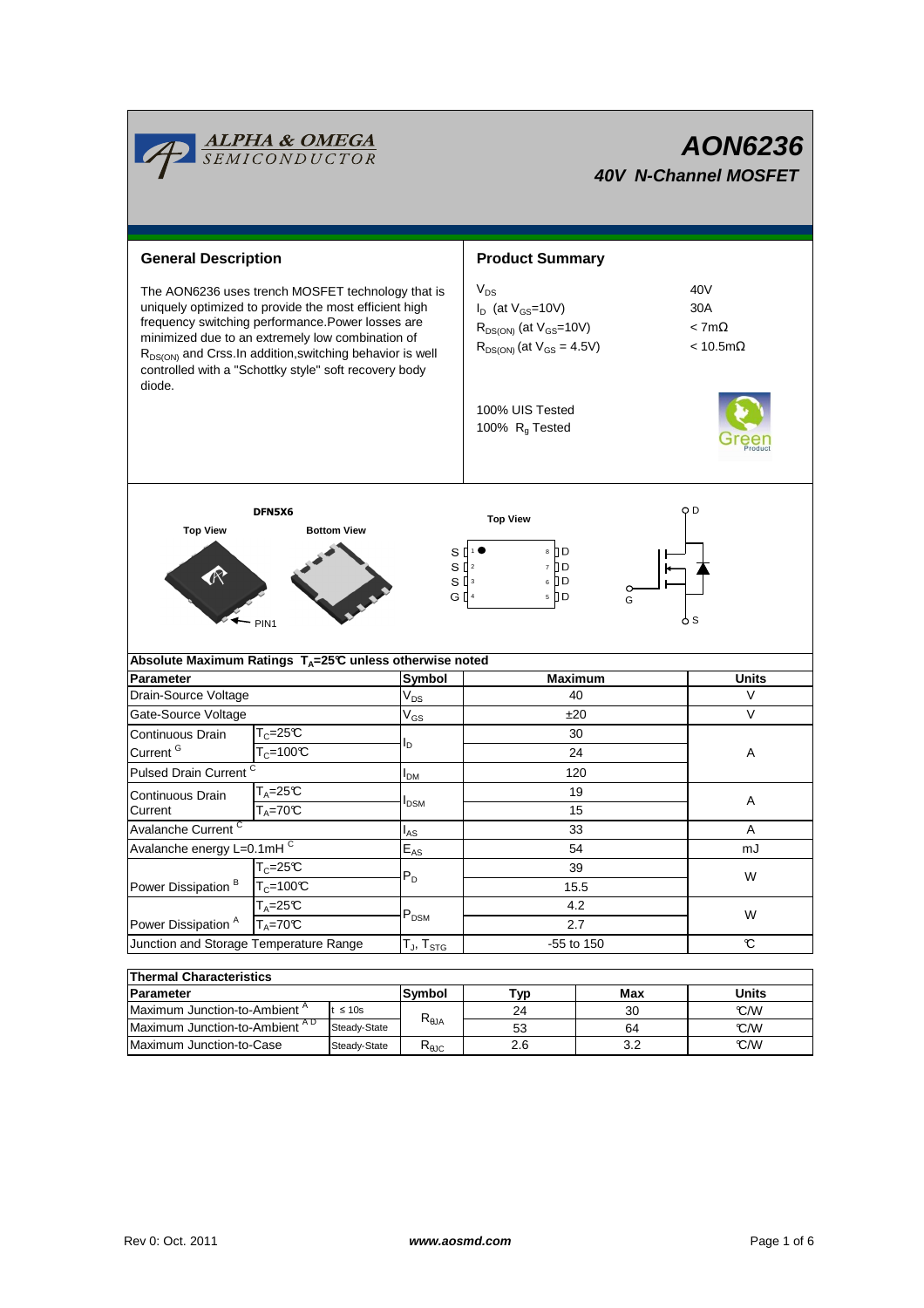# AON6236

## 40V N-Channel MOSFET

ALPHA & OMEGA SEMICONDUCTOR

## General Description

The AON6236 uses trench MOSFET technology that is uniquely optimized to provide the most efficient high frequency switching performance.Power losses are minimized due to an extremely low combination of $R_{DS(ON)}$ and Crss.In addition,switching behavior is well controlled with a "Schottky style" soft recovery body diode.

## Product Summary

| | |
|---|---|
| $V_{DS}$ | 40V |
| $I_D$ (at $V_{GS}$=10V) | 30A |
| $R_{DS(ON)}$ (at $V_{GS}$=10V) | < 7mΩ |
| $R_{DS(ON)}$ (at $V_{GS}$ = 4.5V) | < 10.5mΩ |

100% UIS Tested
100% $R_g$ Tested

DFN5X6

Top View — Bottom View — PIN1

Top View: S 1, S 2, S 3, G 4; D 8, D 7, D 6, D 5

D, G, S

| Absolute Maximum Ratings $T_A$=25°C unless otherwise noted | | | | |
|---|---|---|---|---|
| **Parameter** | | **Symbol** | **Maximum** | **Units** |
| Drain-Source Voltage | | $V_{DS}$ | 40 | V |
| Gate-Source Voltage | | $V_{GS}$ | ±20 | V |
| Continuous Drain Current [G] | $T_C$=25°C | $I_D$ | 30 | A |
| | $T_C$=100°C | | 24 | |
| Pulsed Drain Current [C] | | $I_{DM}$ | 120 | |
| Continuous Drain Current | $T_A$=25°C | $I_{DSM}$ | 19 | A |
| | $T_A$=70°C | | 15 | |
| Avalanche Current [C] | | $I_{AS}$ | 33 | A |
| Avalanche energy L=0.1mH [C] | | $E_{AS}$ | 54 | mJ |
| Power Dissipation [B] | $T_C$=25°C | $P_D$ | 39 | W |
| | $T_C$=100°C | | 15.5 | |
| Power Dissipation [A] | $T_A$=25°C | $P_{DSM}$ | 4.2 | W |
| | $T_A$=70°C | | 2.7 | |
| Junction and Storage Temperature Range | | $T_J$, $T_{STG}$ | -55 to 150 | °C |

| Thermal Characteristics | | | | | |
|---|---|---|---|---|---|
| **Parameter** | | **Symbol** | **Typ** | **Max** | **Units** |
| Maximum Junction-to-Ambient [A] | t ≤ 10s | $R_{\theta JA}$ | 24 | 30 | °C/W |
| Maximum Junction-to-Ambient [AD] | Steady-State | | 53 | 64 | °C/W |
| Maximum Junction-to-Case | Steady-State | $R_{\theta JC}$ | 2.6 | 3.2 | °C/W |

Rev 0: Oct. 2011 www.aosmd.com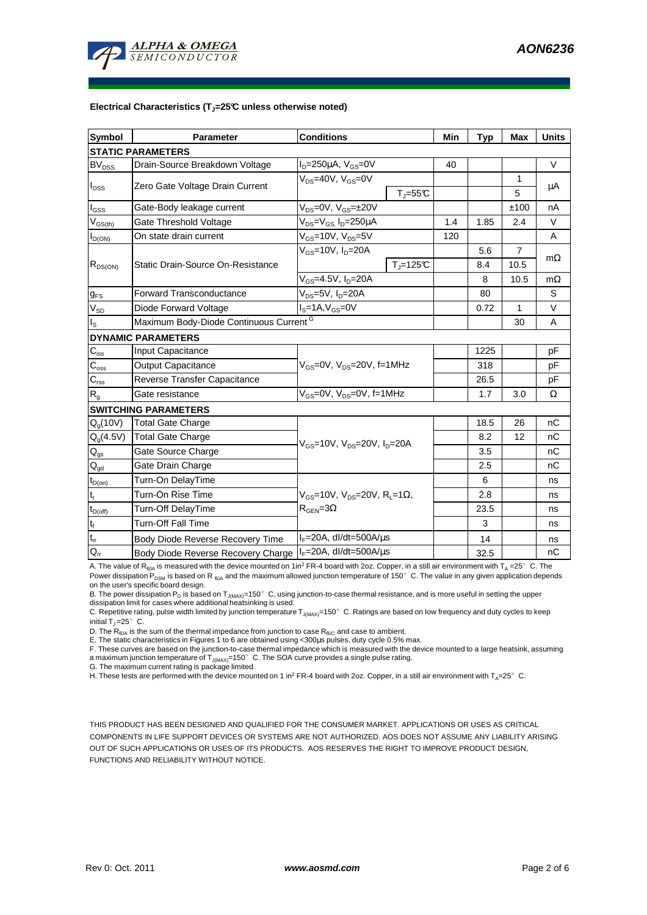**Electrical Characteristics ($T_J$=25°C unless otherwise noted)**

| Symbol | Parameter | Conditions | | Min | Typ | Max | Units |
|---|---|---|---|---|---|---|---|
| **STATIC PARAMETERS** | | | | | | | |
| $BV_{DSS}$ | Drain-Source Breakdown Voltage | $I_D$=250µA, $V_{GS}$=0V | | 40 | | | V |
| $I_{DSS}$ | Zero Gate Voltage Drain Current | $V_{DS}$=40V, $V_{GS}$=0V | | | | 1 | µA |
| | | | $T_J$=55°C | | | 5 | |
| $I_{GSS}$ | Gate-Body leakage current | $V_{DS}$=0V, $V_{GS}$=±20V | | | | ±100 | nA |
| $V_{GS(th)}$ | Gate Threshold Voltage | $V_{DS}$=$V_{GS}$, $I_D$=250µA | | 1.4 | 1.85 | 2.4 | V |
| $I_{D(ON)}$ | On state drain current | $V_{GS}$=10V, $V_{DS}$=5V | | 120 | | | A |
| $R_{DS(ON)}$ | Static Drain-Source On-Resistance | $V_{GS}$=10V, $I_D$=20A | | | 5.6 | 7 | mΩ |
| | | | $T_J$=125°C | | 8.4 | 10.5 | |
| | | $V_{GS}$=4.5V, $I_D$=20A | | | 8 | 10.5 | mΩ |
| $g_{FS}$ | Forward Transconductance | $V_{DS}$=5V, $I_D$=20A | | | 80 | | S |
| $V_{SD}$ | Diode Forward Voltage | $I_S$=1A, $V_{GS}$=0V | | | 0.72 | 1 | V |
| $I_S$ | Maximum Body-Diode Continuous Current [G] | | | | | 30 | A |
| **DYNAMIC PARAMETERS** | | | | | | | |
| $C_{iss}$ | Input Capacitance | $V_{GS}$=0V, $V_{DS}$=20V, f=1MHz | | | 1225 | | pF |
| $C_{oss}$ | Output Capacitance | | | | 318 | | pF |
| $C_{rss}$ | Reverse Transfer Capacitance | | | | 26.5 | | pF |
| $R_g$ | Gate resistance | $V_{GS}$=0V, $V_{DS}$=0V, f=1MHz | | | 1.7 | 3.0 | Ω |
| **SWITCHING PARAMETERS** | | | | | | | |
| $Q_g$(10V) | Total Gate Charge | $V_{GS}$=10V, $V_{DS}$=20V, $I_D$=20A | | | 18.5 | 26 | nC |
| $Q_g$(4.5V) | Total Gate Charge | | | | 8.2 | 12 | nC |
| $Q_{gs}$ | Gate Source Charge | | | | 3.5 | | nC |
| $Q_{gd}$ | Gate Drain Charge | | | | 2.5 | | nC |
| $t_{D(on)}$ | Turn-On DelayTime | $V_{GS}$=10V, $V_{DS}$=20V, $R_L$=1Ω, $R_{GEN}$=3Ω | | | 6 | | ns |
| $t_r$ | Turn-On Rise Time | | | | 2.8 | | ns |
| $t_{D(off)}$ | Turn-Off DelayTime | | | | 23.5 | | ns |
| $t_f$ | Turn-Off Fall Time | | | | 3 | | ns |
| $t_{rr}$ | Body Diode Reverse Recovery Time | $I_F$=20A, dI/dt=500A/µs | | | 14 | | ns |
| $Q_{rr}$ | Body Diode Reverse Recovery Charge | $I_F$=20A, dI/dt=500A/µs | | | 32.5 | | nC |

A. The value of $R_{\theta JA}$ is measured with the device mounted on 1in² FR-4 board with 2oz. Copper, in a still air environment with $T_A$ =25° C. The Power dissipation $P_{DSM}$ is based on $R_{\theta JA}$ and the maximum allowed junction temperature of 150° C. The value in any given application depends on the user's specific board design.

B. The power dissipation $P_D$ is based on $T_{J(MAX)}$=150° C, using junction-to-case thermal resistance, and is more useful in setting the upper dissipation limit for cases where additional heatsinking is used.

C. Repetitive rating, pulse width limited by junction temperature $T_{J(MAX)}$=150° C. Ratings are based on low frequency and duty cycles to keep initial $T_J$ =25° C.

D. The $R_{\theta JA}$ is the sum of the thermal impedance from junction to case $R_{\theta JC}$ and case to ambient.

E. The static characteristics in Figures 1 to 6 are obtained using <300µs pulses, duty cycle 0.5% max.

F. These curves are based on the junction-to-case thermal impedance which is measured with the device mounted to a large heatsink, assuming a maximum junction temperature of $T_{J(MAX)}$=150° C. The SOA curve provides a single pulse rating.

G. The maximum current rating is package limited.

H. These tests are performed with the device mounted on 1 in² FR-4 board with 2oz. Copper, in a still air environment with $T_A$=25° C.

THIS PRODUCT HAS BEEN DESIGNED AND QUALIFIED FOR THE CONSUMER MARKET. APPLICATIONS OR USES AS CRITICAL COMPONENTS IN LIFE SUPPORT DEVICES OR SYSTEMS ARE NOT AUTHORIZED. AOS DOES NOT ASSUME ANY LIABILITY ARISING OUT OF SUCH APPLICATIONS OR USES OF ITS PRODUCTS. AOS RESERVES THE RIGHT TO IMPROVE PRODUCT DESIGN, FUNCTIONS AND RELIABILITY WITHOUT NOTICE.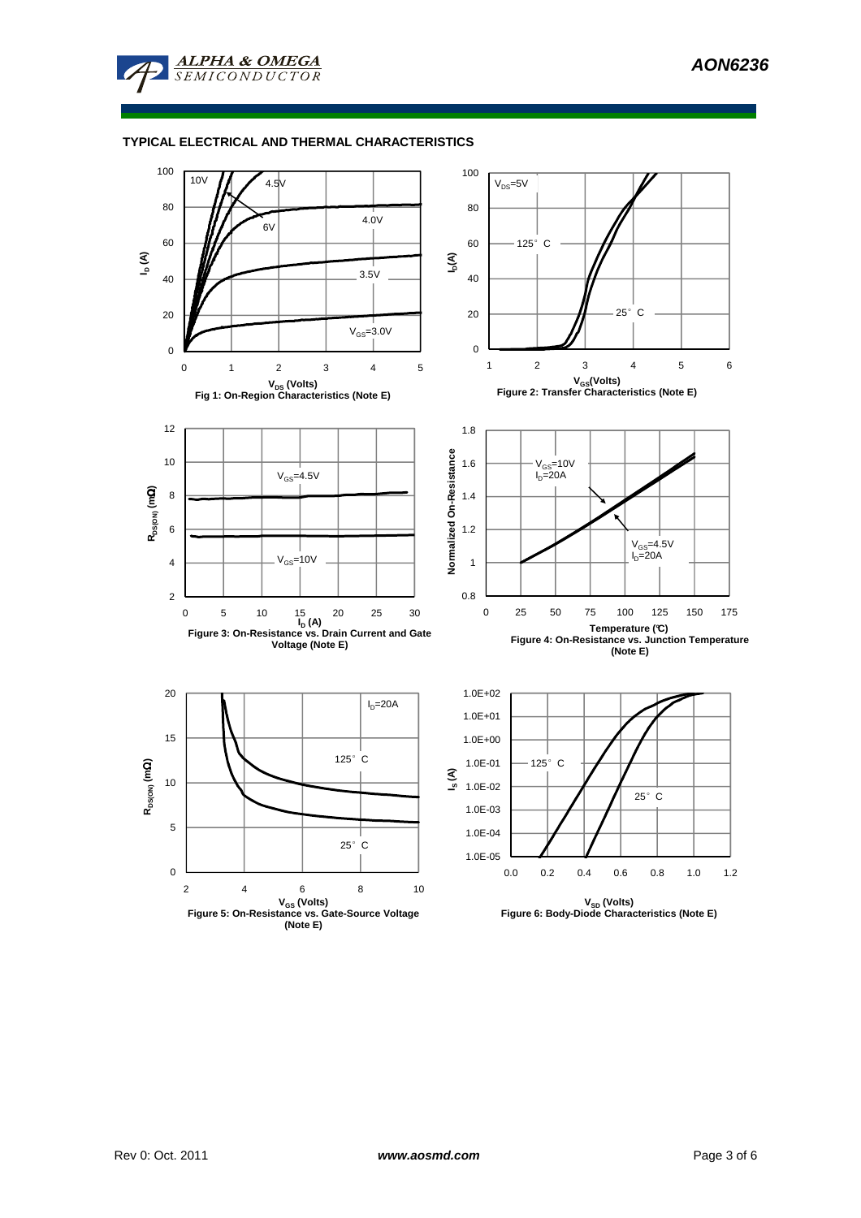## TYPICAL ELECTRICAL AND THERMAL CHARACTERISTICS

Fig 1: On-Region Characteristics (Note E)

Figure 2: Transfer Characteristics (Note E)

Figure 3: On-Resistance vs. Drain Current and Gate Voltage (Note E)

Figure 4: On-Resistance vs. Junction Temperature (Note E)

Figure 5: On-Resistance vs. Gate-Source Voltage (Note E)

Figure 6: Body-Diode Characteristics (Note E)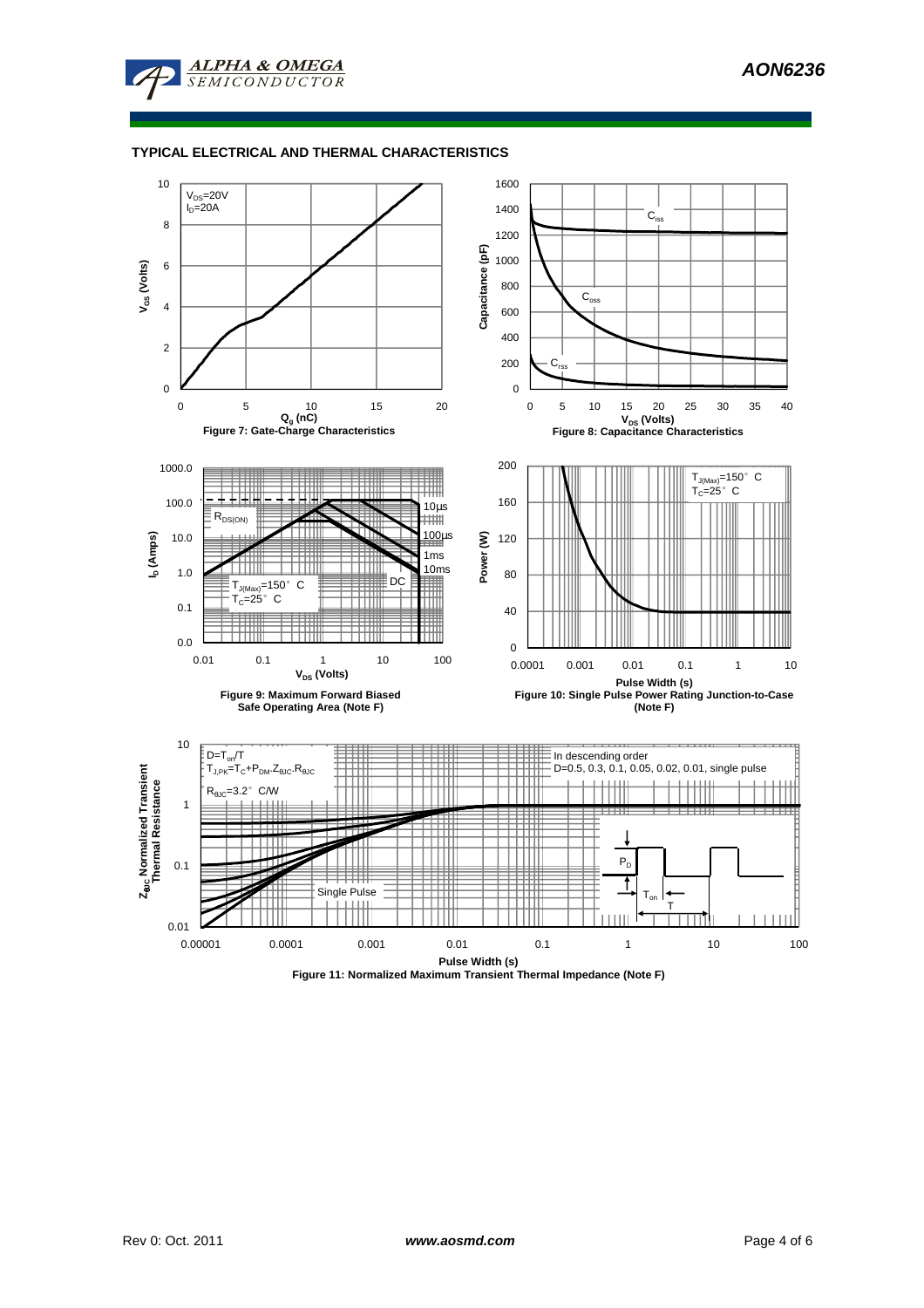## TYPICAL ELECTRICAL AND THERMAL CHARACTERISTICS

$V_{DS}$=20V
$I_D$=20A

Figure 7: Gate-Charge Characteristics

$C_{iss}$, $C_{oss}$, $C_{rss}$

Figure 8: Capacitance Characteristics

$R_{DS(ON)}$, 10µs, 100µs, 1ms, 10ms, DC

$T_{J(Max)}$=150° C
$T_C$=25° C

Figure 9: Maximum Forward Biased Safe Operating Area (Note F)

$T_{J(Max)}$=150° C
$T_C$=25° C

Figure 10: Single Pulse Power Rating Junction-to-Case (Note F)

$D=T_{on}/T$
$T_{J,PK}=T_C+P_{DM}.Z_{\theta JC}.R_{\theta JC}$
$R_{\theta JC}$=3.2° C/W

In descending order
D=0.5, 0.3, 0.1, 0.05, 0.02, 0.01, single pulse

Single Pulse

Figure 11: Normalized Maximum Transient Thermal Impedance (Note F)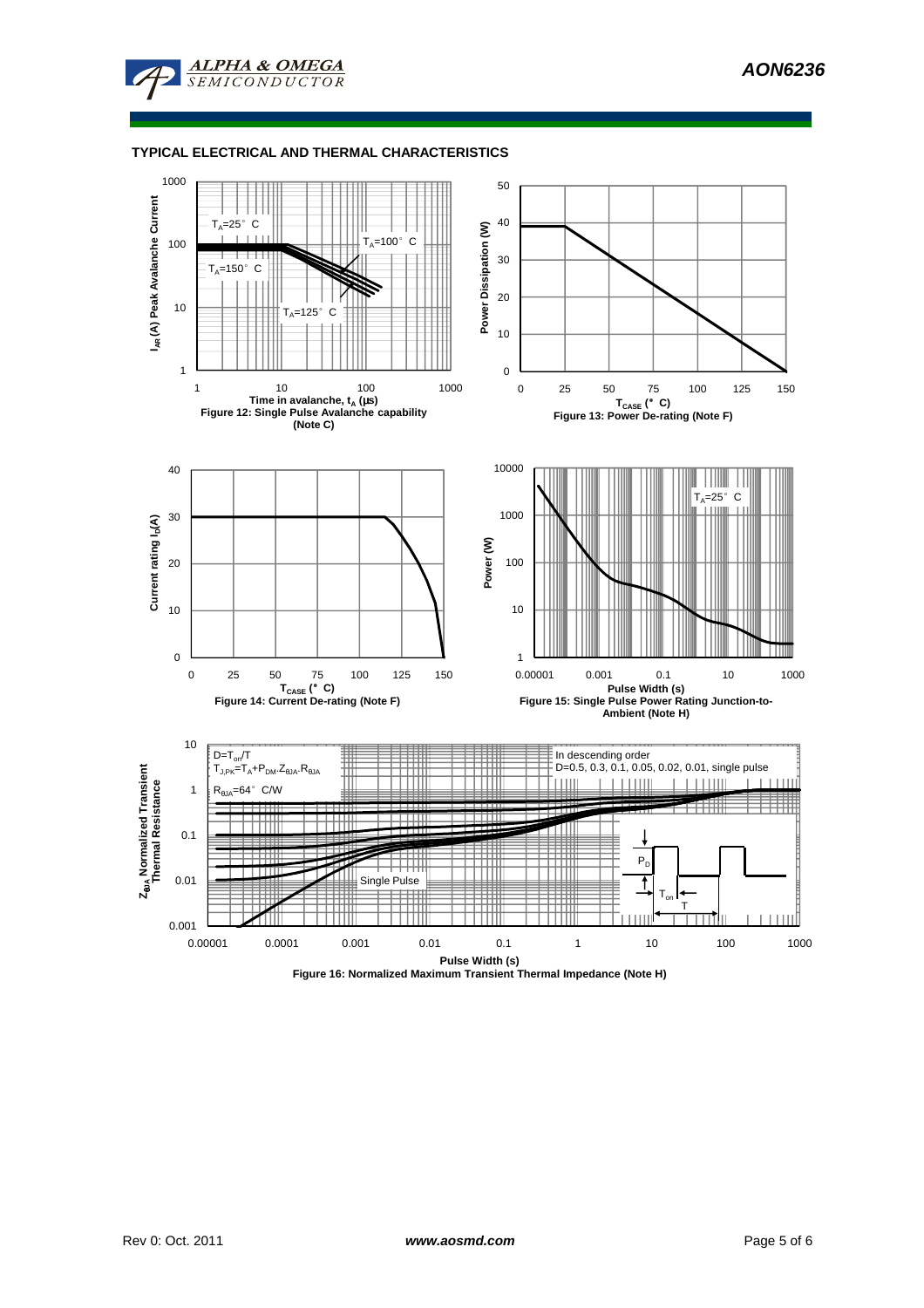## TYPICAL ELECTRICAL AND THERMAL CHARACTERISTICS

$T_A$=25°C

$T_A$=100°C

$T_A$=150°C

$T_A$=125°C

Time in avalanche, $t_A$ (µs)

$I_{AR}$ (A) Peak Avalanche Current

Figure 12: Single Pulse Avalanche capability (Note C)

$T_{CASE}$ (°C)

Power Dissipation (W)

Figure 13: Power De-rating (Note F)

$T_{CASE}$ (°C)

Current rating $I_D$(A)

Figure 14: Current De-rating (Note F)

$T_A$=25°C

Pulse Width (s)

Power (W)

Figure 15: Single Pulse Power Rating Junction-to-Ambient (Note H)

$D=T_{on}/T$

$T_{J,PK}=T_A+P_{DM}.Z_{\theta JA}.R_{\theta JA}$

$R_{\theta JA}$=64°C/W

In descending order

D=0.5, 0.3, 0.1, 0.05, 0.02, 0.01, single pulse

Single Pulse

$P_D$

$T_{on}$

T

Pulse Width (s)

$Z_{\theta JA}$ Normalized Transient Thermal Resistance

Figure 16: Normalized Maximum Transient Thermal Impedance (Note H)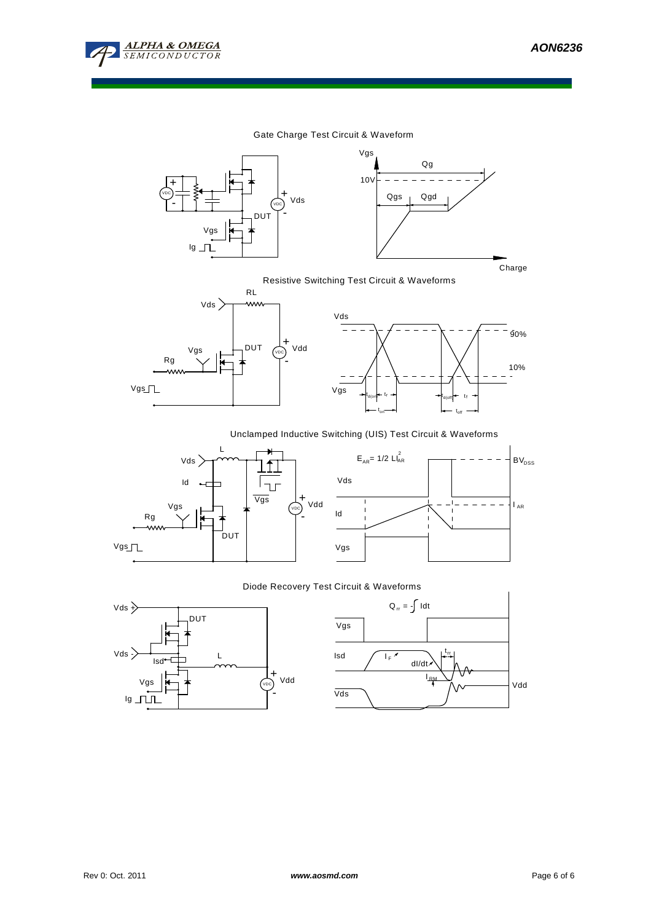## Gate Charge Test Circuit & Waveform

VDC
\+
\-
DUT
\+
Vds
\-
VDC
Vgs
Ig

Vgs
Qg
10V
Qgs
Qgd
Charge

## Resistive Switching Test Circuit & Waveforms

RL
Vds
Vgs
DUT
Rg
\+
Vdd
VDC
\-
Vgs

Vds
90%
10%
Vgs
$t_{d(on)}$
$t_r$
$t_{on}$
$t_{d(off)}$
$t_f$
$t_{off}$

## Unclamped Inductive Switching (UIS) Test Circuit & Waveforms

L
Vds
Id
Vgs
Rg
DUT
Vgs
\+
Vdd
VDC
\-
Vgs

$E_{AR} = 1/2\ LI_{AR}^2$
$BV_{DSS}$
Vds
Id
$I_{AR}$
Vgs

## Diode Recovery Test Circuit & Waveforms

Vds +
DUT
Vds -
Isd
L
Vgs
Ig
\+
Vdd
VDC
\-

$Q_{rr} = -\int Idt$
Vgs
Isd
$I_F$
dI/dt
$t_{rr}$
$I_{RM}$
Vds
Vdd